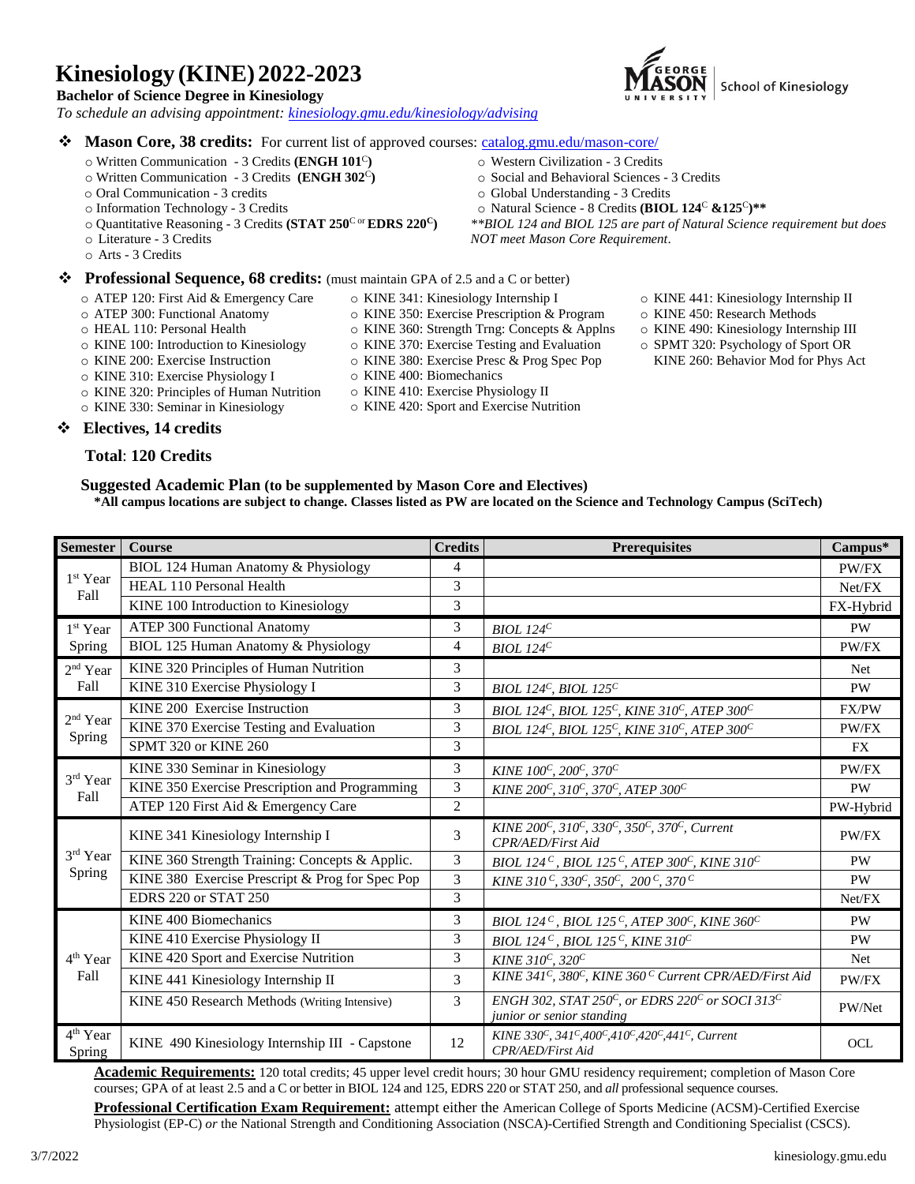# Kinesiology (KINE) 2022-2023

**Bachelor of Science Degree in Kinesiology**

*To schedule an advising appointment: kinesiology.gmu.edu/kinesiology/advising*

George Mason University | School of Kinesiology

- **Mason Core, 38 credits:** For current list of approved courses: catalog.gmu.edu/mason-core/
  - Written Communication - 3 Credits **(ENGH 101[C])**
  - Written Communication - 3 Credits **(ENGH 302[C])**
  - Oral Communication - 3 credits
  - Information Technology - 3 Credits
  - Quantitative Reasoning - 3 Credits **(STAT 250[C] or EDRS 220[C])**
  - Literature - 3 Credits
  - Arts - 3 Credits
  - Western Civilization - 3 Credits
  - Social and Behavioral Sciences - 3 Credits
  - Global Understanding - 3 Credits
  - Natural Science - 8 Credits **(BIOL 124[C] &125[C])\*\***

  *\*\*BIOL 124 and BIOL 125 are part of Natural Science requirement but does NOT meet Mason Core Requirement.*

- **Professional Sequence, 68 credits:** (must maintain GPA of 2.5 and a C or better)
  - ATEP 120: First Aid & Emergency Care
  - ATEP 300: Functional Anatomy
  - HEAL 110: Personal Health
  - KINE 100: Introduction to Kinesiology
  - KINE 200: Exercise Instruction
  - KINE 310: Exercise Physiology I
  - KINE 320: Principles of Human Nutrition
  - KINE 330: Seminar in Kinesiology
  - KINE 341: Kinesiology Internship I
  - KINE 350: Exercise Prescription & Program
  - KINE 360: Strength Trng: Concepts & Applns
  - KINE 370: Exercise Testing and Evaluation
  - KINE 380: Exercise Presc & Prog Spec Pop
  - KINE 400: Biomechanics
  - KINE 410: Exercise Physiology II
  - KINE 420: Sport and Exercise Nutrition
  - KINE 441: Kinesiology Internship II
  - KINE 450: Research Methods
  - KINE 490: Kinesiology Internship III
  - SPMT 320: Psychology of Sport OR KINE 260: Behavior Mod for Phys Act

- **Electives, 14 credits**

**Total**: **120 Credits**

**Suggested Academic Plan (to be supplemented by Mason Core and Electives)**

**\*All campus locations are subject to change. Classes listed as PW are located on the Science and Technology Campus (SciTech)**

| Semester | Course | Credits | Prerequisites | Campus* |
|---|---|---|---|---|
| 1st Year Fall | BIOL 124 Human Anatomy & Physiology | 4 | | PW/FX |
| | HEAL 110 Personal Health | 3 | | Net/FX |
| | KINE 100 Introduction to Kinesiology | 3 | | FX-Hybrid |
| 1st Year Spring | ATEP 300 Functional Anatomy | 3 | *BIOL 124[C]* | PW |
| | BIOL 125 Human Anatomy & Physiology | 4 | *BIOL 124[C]* | PW/FX |
| 2nd Year Fall | KINE 320 Principles of Human Nutrition | 3 | | Net |
| | KINE 310 Exercise Physiology I | 3 | *BIOL 124[C], BIOL 125[C]* | PW |
| 2nd Year Spring | KINE 200 Exercise Instruction | 3 | *BIOL 124[C], BIOL 125[C], KINE 310[C], ATEP 300[C]* | FX/PW |
| | KINE 370 Exercise Testing and Evaluation | 3 | *BIOL 124[C], BIOL 125[C], KINE 310[C], ATEP 300[C]* | PW/FX |
| | SPMT 320 or KINE 260 | 3 | | FX |
| 3rd Year Fall | KINE 330 Seminar in Kinesiology | 3 | *KINE 100[C], 200[C], 370[C]* | PW/FX |
| | KINE 350 Exercise Prescription and Programming | 3 | *KINE 200[C], 310[C], 370[C], ATEP 300[C]* | PW |
| | ATEP 120 First Aid & Emergency Care | 2 | | PW-Hybrid |
| 3rd Year Spring | KINE 341 Kinesiology Internship I | 3 | *KINE 200[C], 310[C], 330[C], 350[C], 370[C], Current CPR/AED/First Aid* | PW/FX |
| | KINE 360 Strength Training: Concepts & Applic. | 3 | *BIOL 124[C], BIOL 125[C], ATEP 300[C], KINE 310[C]* | PW |
| | KINE 380 Exercise Prescript & Prog for Spec Pop | 3 | *KINE 310[C], 330[C], 350[C], 200[C], 370[C]* | PW |
| | EDRS 220 or STAT 250 | 3 | | Net/FX |
| 4th Year Fall | KINE 400 Biomechanics | 3 | *BIOL 124[C], BIOL 125[C], ATEP 300[C], KINE 360[C]* | PW |
| | KINE 410 Exercise Physiology II | 3 | *BIOL 124[C], BIOL 125[C], KINE 310[C]* | PW |
| | KINE 420 Sport and Exercise Nutrition | 3 | *KINE 310[C], 320[C]* | Net |
| | KINE 441 Kinesiology Internship II | 3 | *KINE 341[C], 380[C], KINE 360[C] Current CPR/AED/First Aid* | PW/FX |
| | KINE 450 Research Methods (Writing Intensive) | 3 | *ENGH 302, STAT 250[C], or EDRS 220[C] or SOCI 313[C] junior or senior standing* | PW/Net |
| 4th Year Spring | KINE 490 Kinesiology Internship III - Capstone | 12 | *KINE 330[C], 341[C], 400[C], 410[C], 420[C], 441[C], Current CPR/AED/First Aid* | OCL |

**Academic Requirements:** 120 total credits; 45 upper level credit hours; 30 hour GMU residency requirement; completion of Mason Core courses; GPA of at least 2.5 and a C or better in BIOL 124 and 125, EDRS 220 or STAT 250, and *all* professional sequence courses.

**Professional Certification Exam Requirement:** attempt either the American College of Sports Medicine (ACSM)-Certified Exercise Physiologist (EP-C) *or* the National Strength and Conditioning Association (NSCA)-Certified Strength and Conditioning Specialist (CSCS).

3/7/2022

kinesiology.gmu.edu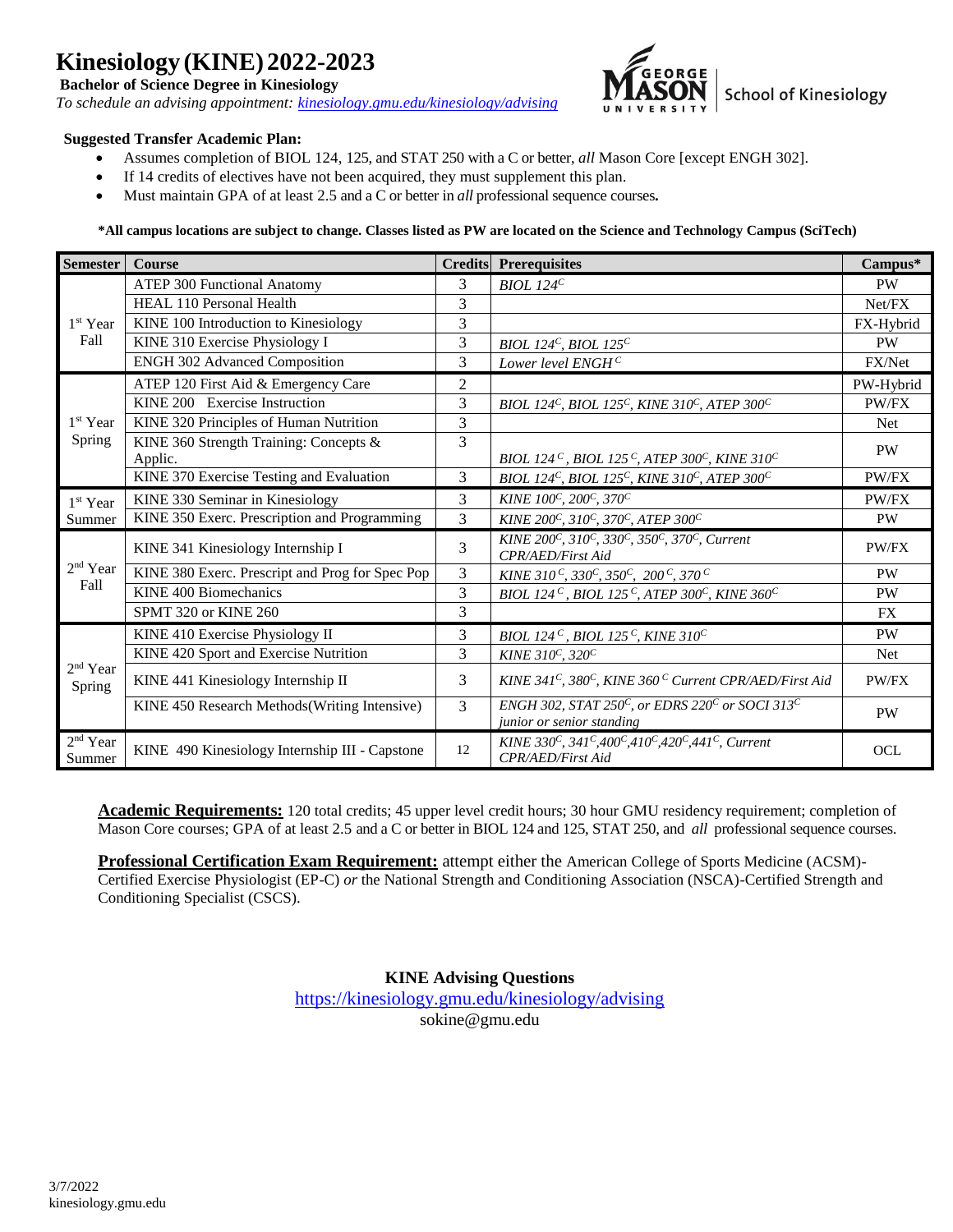# Kinesiology (KINE) 2022-2023

**Bachelor of Science Degree in Kinesiology**

*To schedule an advising appointment: kinesiology.gmu.edu/kinesiology/advising*

GEORGE MASON UNIVERSITY | School of Kinesiology

**Suggested Transfer Academic Plan:**

- Assumes completion of BIOL 124, 125, and STAT 250 with a C or better, *all* Mason Core [except ENGH 302].
- If 14 credits of electives have not been acquired, they must supplement this plan.
- Must maintain GPA of at least 2.5 and a C or better in *all* professional sequence courses**.**

**\*All campus locations are subject to change. Classes listed as PW are located on the Science and Technology Campus (SciTech)**

| Semester | Course | Credits | Prerequisites | Campus* |
|---|---|---|---|---|
| 1st Year Fall | ATEP 300 Functional Anatomy | 3 | *BIOL 124C* | PW |
| | HEAL 110 Personal Health | 3 | | Net/FX |
| | KINE 100 Introduction to Kinesiology | 3 | | FX-Hybrid |
| | KINE 310 Exercise Physiology I | 3 | *BIOL 124C, BIOL 125C* | PW |
| | ENGH 302 Advanced Composition | 3 | *Lower level ENGH C* | FX/Net |
| 1st Year Spring | ATEP 120 First Aid & Emergency Care | 2 | | PW-Hybrid |
| | KINE 200 Exercise Instruction | 3 | *BIOL 124C, BIOL 125C, KINE 310C, ATEP 300C* | PW/FX |
| | KINE 320 Principles of Human Nutrition | 3 | | Net |
| | KINE 360 Strength Training: Concepts & Applic. | 3 | *BIOL 124 C, BIOL 125 C, ATEP 300C, KINE 310C* | PW |
| | KINE 370 Exercise Testing and Evaluation | 3 | *BIOL 124C, BIOL 125C, KINE 310C, ATEP 300C* | PW/FX |
| 1st Year Summer | KINE 330 Seminar in Kinesiology | 3 | *KINE 100C, 200C, 370C* | PW/FX |
| | KINE 350 Exerc. Prescription and Programming | 3 | *KINE 200C, 310C, 370C, ATEP 300C* | PW |
| 2nd Year Fall | KINE 341 Kinesiology Internship I | 3 | *KINE 200C, 310C, 330C, 350C, 370C, Current CPR/AED/First Aid* | PW/FX |
| | KINE 380 Exerc. Prescript and Prog for Spec Pop | 3 | *KINE 310 C, 330C, 350C, 200 C, 370 C* | PW |
| | KINE 400 Biomechanics | 3 | *BIOL 124 C, BIOL 125 C, ATEP 300C, KINE 360C* | PW |
| | SPMT 320 or KINE 260 | 3 | | FX |
| 2nd Year Spring | KINE 410 Exercise Physiology II | 3 | *BIOL 124 C, BIOL 125 C, KINE 310C* | PW |
| | KINE 420 Sport and Exercise Nutrition | 3 | *KINE 310C, 320C* | Net |
| | KINE 441 Kinesiology Internship II | 3 | *KINE 341C, 380C, KINE 360 C Current CPR/AED/First Aid* | PW/FX |
| | KINE 450 Research Methods(Writing Intensive) | 3 | *ENGH 302, STAT 250C, or EDRS 220C or SOCI 313C junior or senior standing* | PW |
| 2nd Year Summer | KINE 490 Kinesiology Internship III - Capstone | 12 | *KINE 330C, 341C,400C,410C,420C,441C, Current CPR/AED/First Aid* | OCL |

**Academic Requirements:** 120 total credits; 45 upper level credit hours; 30 hour GMU residency requirement; completion of Mason Core courses; GPA of at least 2.5 and a C or better in BIOL 124 and 125, STAT 250, and *all* professional sequence courses.

**Professional Certification Exam Requirement:** attempt either the American College of Sports Medicine (ACSM)-Certified Exercise Physiologist (EP-C) *or* the National Strength and Conditioning Association (NSCA)-Certified Strength and Conditioning Specialist (CSCS).

**KINE Advising Questions**

https://kinesiology.gmu.edu/kinesiology/advising

sokine@gmu.edu

3/7/2022
kinesiology.gmu.edu